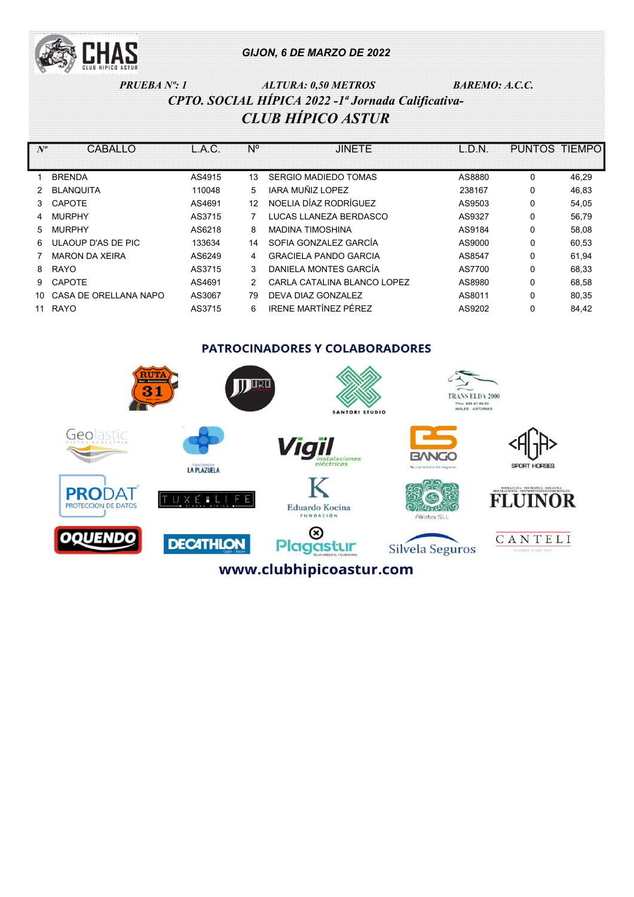**GIJON, 6 DE MARZO DE 2022**

*PRUEBA Nº: 1* *ALTURA: 0,50 METROS* *BAREMO: A.C.C.*

## *CPTO. SOCIAL HÍPICA 2022 -1ª Jornada Calificativa-*

## *CLUB HÍPICO ASTUR*

| Nº | CABALLO | L.A.C. | Nº | JINETE | L.D.N. | PUNTOS | TIEMPO |
|---|---|---|---|---|---|---|---|
| 1 | BRENDA | AS4915 | 13 | SERGIO MADIEDO TOMAS | AS8880 | 0 | 46,29 |
| 2 | BLANQUITA | 110048 | 5 | IARA MUÑIZ LOPEZ | 238167 | 0 | 46,83 |
| 3 | CAPOTE | AS4691 | 12 | NOELIA DÍAZ RODRÍGUEZ | AS9503 | 0 | 54,05 |
| 4 | MURPHY | AS3715 | 7 | LUCAS LLANEZA BERDASCO | AS9327 | 0 | 56,79 |
| 5 | MURPHY | AS6218 | 8 | MADINA TIMOSHINA | AS9184 | 0 | 58,08 |
| 6 | ULAOUP D'AS DE PIC | 133634 | 14 | SOFIA GONZALEZ GARCÍA | AS9000 | 0 | 60,53 |
| 7 | MARON DA XEIRA | AS6249 | 4 | GRACIELA PANDO GARCIA | AS8547 | 0 | 61,94 |
| 8 | RAYO | AS3715 | 3 | DANIELA MONTES GARCÍA | AS7700 | 0 | 68,33 |
| 9 | CAPOTE | AS4691 | 2 | CARLA CATALINA BLANCO LOPEZ | AS8980 | 0 | 68,58 |
| 10 | CASA DE ORELLANA NAPO | AS3067 | 79 | DEVA DIAZ GONZALEZ | AS8011 | 0 | 80,35 |
| 11 | RAYO | AS3715 | 6 | IRENE MARTÍNEZ PÉREZ | AS9202 | 0 | 84,42 |

**PATROCINADORES Y COLABORADORES**

**www.clubhipicoastur.com**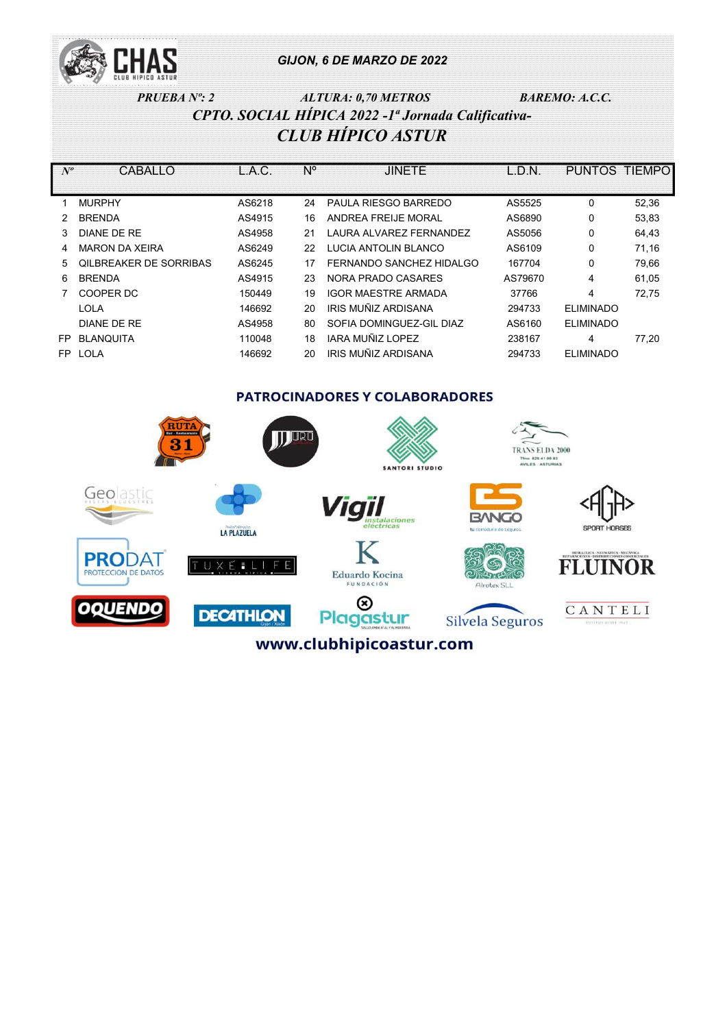GIJON, 6 DE MARZO DE 2022

*PRUEBA Nº: 2* *ALTURA: 0,70 METROS* *BAREMO: A.C.C.*

## *CPTO. SOCIAL HÍPICA 2022 -1ª Jornada Calificativa-*

## *CLUB HÍPICO ASTUR*

| Nº | CABALLO | L.A.C. | Nº | JINETE | L.D.N. | PUNTOS | TIEMPO |
|---|---|---|---|---|---|---|---|
| 1 | MURPHY | AS6218 | 24 | PAULA RIESGO BARREDO | AS5525 | 0 | 52,36 |
| 2 | BRENDA | AS4915 | 16 | ANDREA FREIJE MORAL | AS6890 | 0 | 53,83 |
| 3 | DIANE DE RE | AS4958 | 21 | LAURA ALVAREZ FERNANDEZ | AS5056 | 0 | 64,43 |
| 4 | MARON DA XEIRA | AS6249 | 22 | LUCIA ANTOLIN BLANCO | AS6109 | 0 | 71,16 |
| 5 | QILBREAKER DE SORRIBAS | AS6245 | 17 | FERNANDO SANCHEZ HIDALGO | 167704 | 0 | 79,66 |
| 6 | BRENDA | AS4915 | 23 | NORA PRADO CASARES | AS79670 | 4 | 61,05 |
| 7 | COOPER DC | 150449 | 19 | IGOR MAESTRE ARMADA | 37766 | 4 | 72,75 |
| | LOLA | 146692 | 20 | IRIS MUÑIZ ARDISANA | 294733 | ELIMINADO | |
| | DIANE DE RE | AS4958 | 80 | SOFIA DOMINGUEZ-GIL DIAZ | AS6160 | ELIMINADO | |
| FP | BLANQUITA | 110048 | 18 | IARA MUÑIZ LOPEZ | 238167 | 4 | 77,20 |
| FP | LOLA | 146692 | 20 | IRIS MUÑIZ ARDISANA | 294733 | ELIMINADO | |

### PATROCINADORES Y COLABORADORES

www.clubhipicoastur.com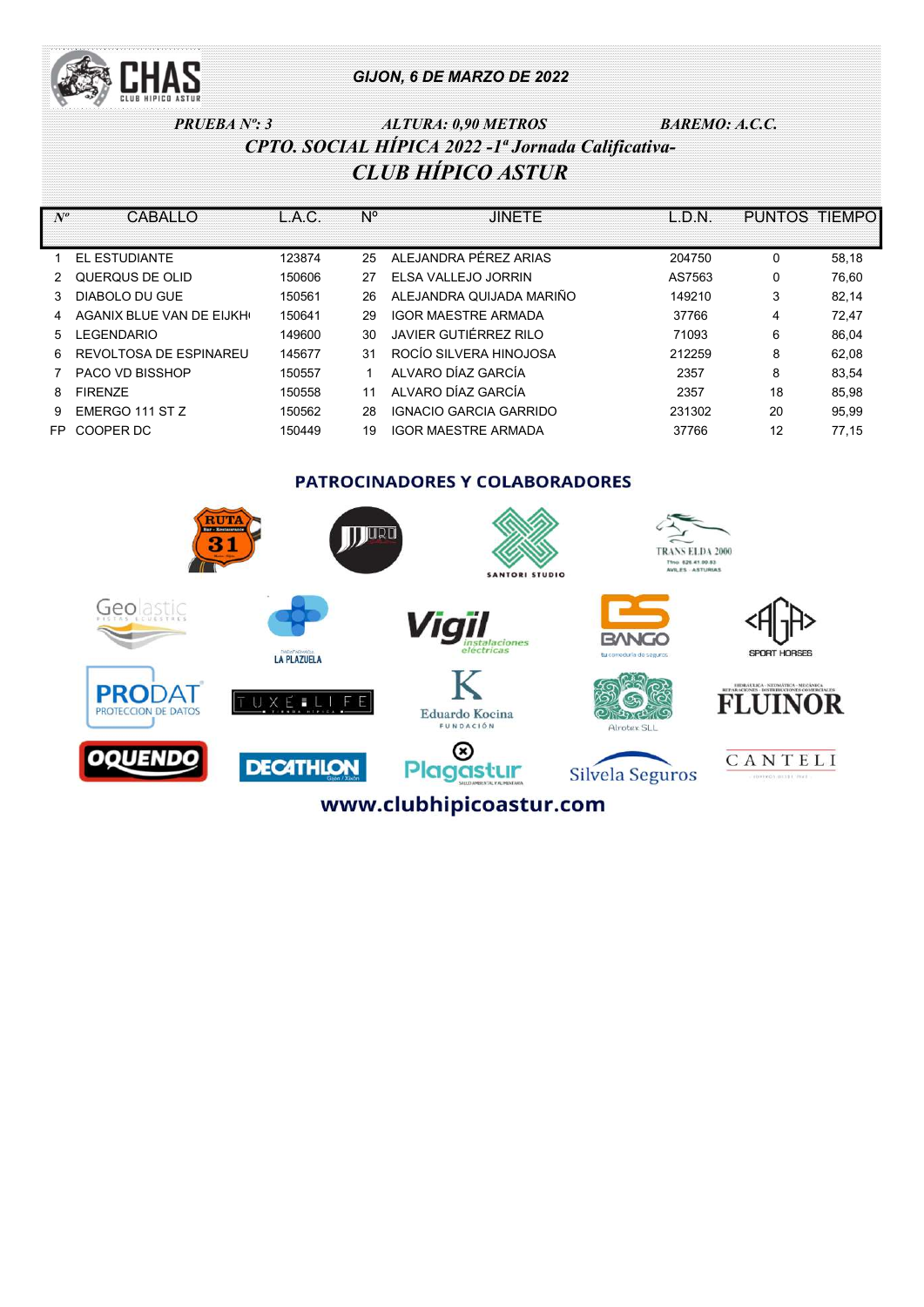CHAS CLUB HIPICO ASTUR

*GIJON, 6 DE MARZO DE 2022*

***PRUEBA Nº: 3*** ***ALTURA: 0,90 METROS*** ***BAREMO: A.C.C.***

## *CPTO. SOCIAL HÍPICA 2022 -1ª Jornada Calificativa-*

## *CLUB HÍPICO ASTUR*

| Nº | CABALLO | L.A.C. | Nº | JINETE | L.D.N. | PUNTOS | TIEMPO |
|---|---|---|---|---|---|---|---|
| 1 | EL ESTUDIANTE | 123874 | 25 | ALEJANDRA PÉREZ ARIAS | 204750 | 0 | 58,18 |
| 2 | QUERQUS DE OLID | 150606 | 27 | ELSA VALLEJO JORRIN | AS7563 | 0 | 76,60 |
| 3 | DIABOLO DU GUE | 150561 | 26 | ALEJANDRA QUIJADA MARIÑO | 149210 | 3 | 82,14 |
| 4 | AGANIX BLUE VAN DE EIJKH | 150641 | 29 | IGOR MAESTRE ARMADA | 37766 | 4 | 72,47 |
| 5 | LEGENDARIO | 149600 | 30 | JAVIER GUTIÉRREZ RILO | 71093 | 6 | 86,04 |
| 6 | REVOLTOSA DE ESPINAREU | 145677 | 31 | ROCÍO SILVERA HINOJOSA | 212259 | 8 | 62,08 |
| 7 | PACO VD BISSHOP | 150557 | 1 | ALVARO DÍAZ GARCÍA | 2357 | 8 | 83,54 |
| 8 | FIRENZE | 150558 | 11 | ALVARO DÍAZ GARCÍA | 2357 | 18 | 85,98 |
| 9 | EMERGO 111 ST Z | 150562 | 28 | IGNACIO GARCIA GARRIDO | 231302 | 20 | 95,99 |
| FP | COOPER DC | 150449 | 19 | IGOR MAESTRE ARMADA | 37766 | 12 | 77,15 |

### PATROCINADORES Y COLABORADORES

RUTA 31 · SANTORI STUDIO · TRANS ELDA 2000 · Geolastic · LA PLAZUELA · Vigil instalaciones eléctricas · BANGO · AGA SPORT HORSES · PRODAT PROTECCION DE DATOS · TUXE LIFE · Eduardo Kocina FUNDACIÓN · Alrotex SLL · FLUINOR · OQUENDO · DECATHLON · Plagastur · Silvela Seguros · CANTELI

**www.clubhipicoastur.com**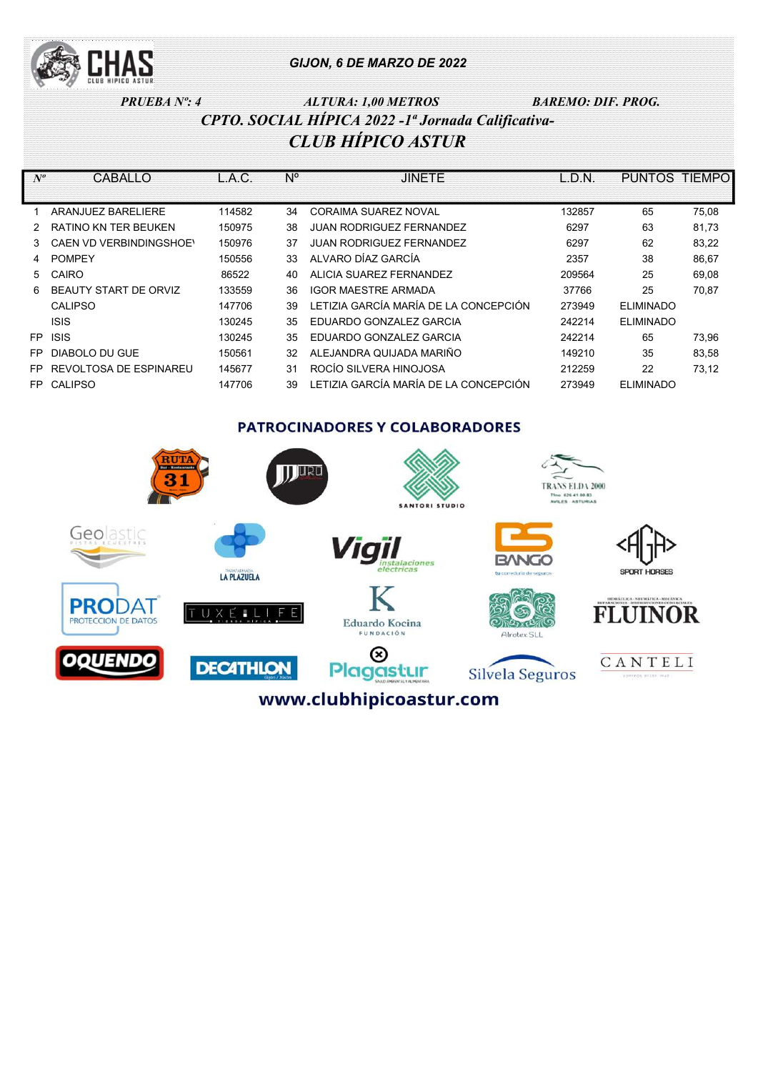GIJON, 6 DE MARZO DE 2022

*PRUEBA Nº: 4* *ALTURA: 1,00 METROS* *BAREMO: DIF. PROG.*

## *CPTO. SOCIAL HÍPICA 2022 -1ª Jornada Calificativa-*

## *CLUB HÍPICO ASTUR*

| Nº | CABALLO | L.A.C. | Nº | JINETE | L.D.N. | PUNTOS | TIEMPO |
|---|---|---|---|---|---|---|---|
| 1 | ARANJUEZ BARELIERE | 114582 | 34 | CORAIMA SUAREZ NOVAL | 132857 | 65 | 75,08 |
| 2 | RATINO KN TER BEUKEN | 150975 | 38 | JUAN RODRIGUEZ FERNANDEZ | 6297 | 63 | 81,73 |
| 3 | CAEN VD VERBINDINGSHOEV | 150976 | 37 | JUAN RODRIGUEZ FERNANDEZ | 6297 | 62 | 83,22 |
| 4 | POMPEY | 150556 | 33 | ALVARO DÍAZ GARCÍA | 2357 | 38 | 86,67 |
| 5 | CAIRO | 86522 | 40 | ALICIA SUAREZ FERNANDEZ | 209564 | 25 | 69,08 |
| 6 | BEAUTY START DE ORVIZ | 133559 | 36 | IGOR MAESTRE ARMADA | 37766 | 25 | 70,87 |
| | CALIPSO | 147706 | 39 | LETIZIA GARCÍA MARÍA DE LA CONCEPCIÓN | 273949 | ELIMINADO | |
| | ISIS | 130245 | 35 | EDUARDO GONZALEZ GARCIA | 242214 | ELIMINADO | |
| FP | ISIS | 130245 | 35 | EDUARDO GONZALEZ GARCIA | 242214 | 65 | 73,96 |
| FP | DIABOLO DU GUE | 150561 | 32 | ALEJANDRA QUIJADA MARIÑO | 149210 | 35 | 83,58 |
| FP | REVOLTOSA DE ESPINAREU | 145677 | 31 | ROCÍO SILVERA HINOJOSA | 212259 | 22 | 73,12 |
| FP | CALIPSO | 147706 | 39 | LETIZIA GARCÍA MARÍA DE LA CONCEPCIÓN | 273949 | ELIMINADO | |

**PATROCINADORES Y COLABORADORES**

www.clubhipicoastur.com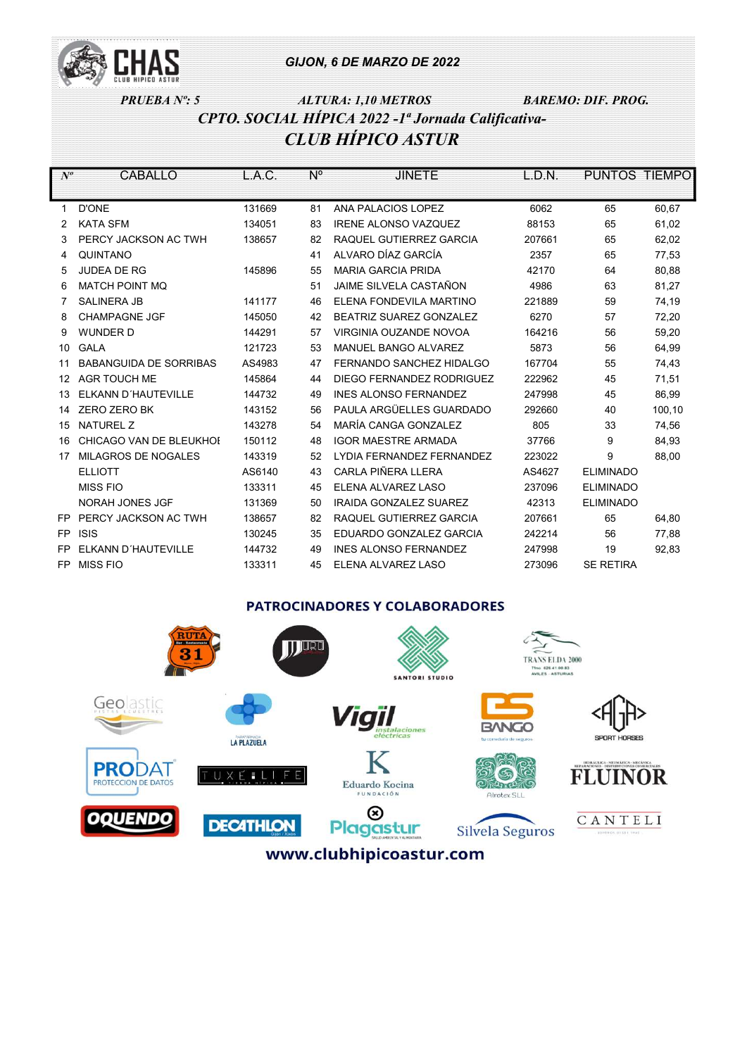CHAS
CLUB HIPICO ASTUR

***GIJON, 6 DE MARZO DE 2022***

***PRUEBA Nº: 5*** ***ALTURA: 1,10 METROS*** ***BAREMO: DIF. PROG.***

## *CPTO. SOCIAL HÍPICA 2022 -1ª Jornada Calificativa-*

## *CLUB HÍPICO ASTUR*

| Nº | CABALLO | L.A.C. | Nº | JINETE | L.D.N. | PUNTOS | TIEMPO |
|---|---|---|---|---|---|---|---|
| 1 | D'ONE | 131669 | 81 | ANA PALACIOS LOPEZ | 6062 | 65 | 60,67 |
| 2 | KATA SFM | 134051 | 83 | IRENE ALONSO VAZQUEZ | 88153 | 65 | 61,02 |
| 3 | PERCY JACKSON AC TWH | 138657 | 82 | RAQUEL GUTIERREZ GARCIA | 207661 | 65 | 62,02 |
| 4 | QUINTANO | | 41 | ALVARO DÍAZ GARCÍA | 2357 | 65 | 77,53 |
| 5 | JUDEA DE RG | 145896 | 55 | MARIA GARCIA PRIDA | 42170 | 64 | 80,88 |
| 6 | MATCH POINT MQ | | 51 | JAIME SILVELA CASTAÑON | 4986 | 63 | 81,27 |
| 7 | SALINERA JB | 141177 | 46 | ELENA FONDEVILA MARTINO | 221889 | 59 | 74,19 |
| 8 | CHAMPAGNE JGF | 145050 | 42 | BEATRIZ SUAREZ GONZALEZ | 6270 | 57 | 72,20 |
| 9 | WUNDER D | 144291 | 57 | VIRGINIA OUZANDE NOVOA | 164216 | 56 | 59,20 |
| 10 | GALA | 121723 | 53 | MANUEL BANGO ALVAREZ | 5873 | 56 | 64,99 |
| 11 | BABANGUIDA DE SORRIBAS | AS4983 | 47 | FERNANDO SANCHEZ HIDALGO | 167704 | 55 | 74,43 |
| 12 | AGR TOUCH ME | 145864 | 44 | DIEGO FERNANDEZ RODRIGUEZ | 222962 | 45 | 71,51 |
| 13 | ELKANN D´HAUTEVILLE | 144732 | 49 | INES ALONSO FERNANDEZ | 247998 | 45 | 86,99 |
| 14 | ZERO ZERO BK | 143152 | 56 | PAULA ARGÜELLES GUARDADO | 292660 | 40 | 100,10 |
| 15 | NATUREL Z | 143278 | 54 | MARÍA CANGA GONZALEZ | 805 | 33 | 74,56 |
| 16 | CHICAGO VAN DE BLEUKHOI | 150112 | 48 | IGOR MAESTRE ARMADA | 37766 | 9 | 84,93 |
| 17 | MILAGROS DE NOGALES | 143319 | 52 | LYDIA FERNANDEZ FERNANDEZ | 223022 | 9 | 88,00 |
| | ELLIOTT | AS6140 | 43 | CARLA PIÑERA LLERA | AS4627 | ELIMINADO | |
| | MISS FIO | 133311 | 45 | ELENA ALVAREZ LASO | 237096 | ELIMINADO | |
| | NORAH JONES JGF | 131369 | 50 | IRAIDA GONZALEZ SUAREZ | 42313 | ELIMINADO | |
| FP | PERCY JACKSON AC TWH | 138657 | 82 | RAQUEL GUTIERREZ GARCIA | 207661 | 65 | 64,80 |
| FP | ISIS | 130245 | 35 | EDUARDO GONZALEZ GARCIA | 242214 | 56 | 77,88 |
| FP | ELKANN D´HAUTEVILLE | 144732 | 49 | INES ALONSO FERNANDEZ | 247998 | 19 | 92,83 |
| FP | MISS FIO | 133311 | 45 | ELENA ALVAREZ LASO | 273096 | SE RETIRA | |

**PATROCINADORES Y COLABORADORES**

www.clubhipicoastur.com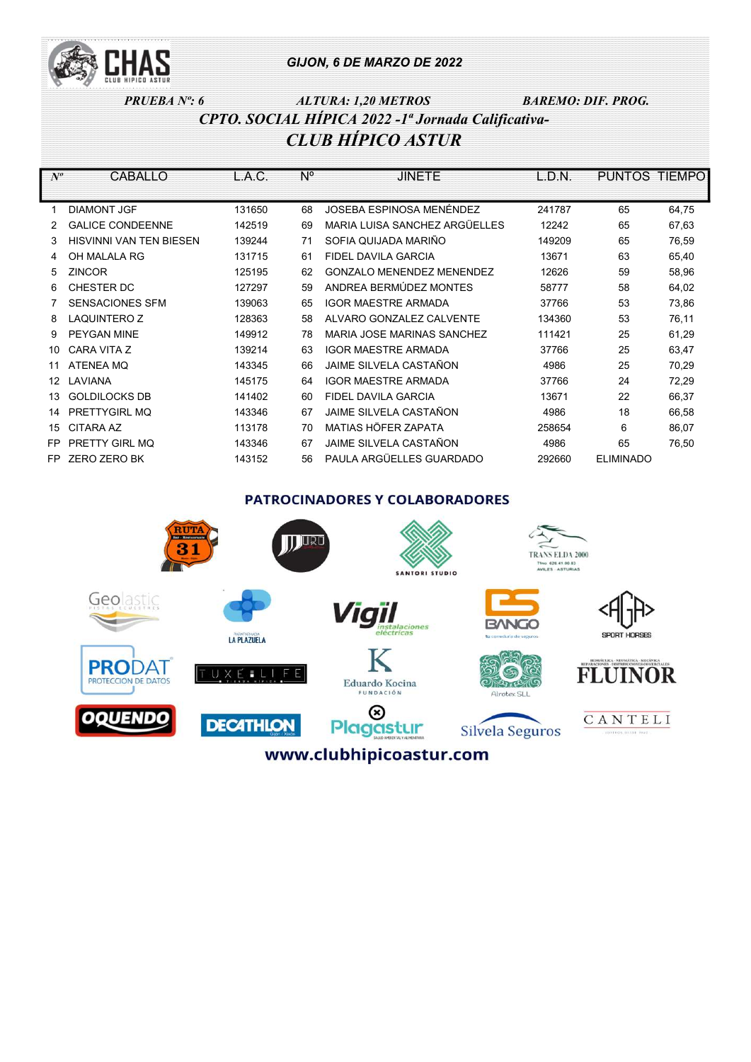CHAS
CLUB HIPICO ASTUR

***GIJON, 6 DE MARZO DE 2022***

***PRUEBA Nº: 6*** ***ALTURA: 1,20 METROS*** ***BAREMO: DIF. PROG.***

## *CPTO. SOCIAL HÍPICA 2022 -1ª Jornada Calificativa-*

## *CLUB HÍPICO ASTUR*

| Nº | CABALLO | L.A.C. | Nº | JINETE | L.D.N. | PUNTOS | TIEMPO |
|---|---|---|---|---|---|---|---|
| 1 | DIAMONT JGF | 131650 | 68 | JOSEBA ESPINOSA MENÉNDEZ | 241787 | 65 | 64,75 |
| 2 | GALICE CONDEENNE | 142519 | 69 | MARIA LUISA SANCHEZ ARGÜELLES | 12242 | 65 | 67,63 |
| 3 | HISVINNI VAN TEN BIESEN | 139244 | 71 | SOFIA QUIJADA MARIÑO | 149209 | 65 | 76,59 |
| 4 | OH MALALA RG | 131715 | 61 | FIDEL DAVILA GARCIA | 13671 | 63 | 65,40 |
| 5 | ZINCOR | 125195 | 62 | GONZALO MENENDEZ MENENDEZ | 12626 | 59 | 58,96 |
| 6 | CHESTER DC | 127297 | 59 | ANDREA BERMÚDEZ MONTES | 58777 | 58 | 64,02 |
| 7 | SENSACIONES SFM | 139063 | 65 | IGOR MAESTRE ARMADA | 37766 | 53 | 73,86 |
| 8 | LAQUINTERO Z | 128363 | 58 | ALVARO GONZALEZ CALVENTE | 134360 | 53 | 76,11 |
| 9 | PEYGAN MINE | 149912 | 78 | MARIA JOSE MARINAS SANCHEZ | 111421 | 25 | 61,29 |
| 10 | CARA VITA Z | 139214 | 63 | IGOR MAESTRE ARMADA | 37766 | 25 | 63,47 |
| 11 | ATENEA MQ | 143345 | 66 | JAIME SILVELA CASTAÑON | 4986 | 25 | 70,29 |
| 12 | LAVIANA | 145175 | 64 | IGOR MAESTRE ARMADA | 37766 | 24 | 72,29 |
| 13 | GOLDILOCKS DB | 141402 | 60 | FIDEL DAVILA GARCIA | 13671 | 22 | 66,37 |
| 14 | PRETTYGIRL MQ | 143346 | 67 | JAIME SILVELA CASTAÑON | 4986 | 18 | 66,58 |
| 15 | CITARA AZ | 113178 | 70 | MATIAS HÖFER ZAPATA | 258654 | 6 | 86,07 |
| FP | PRETTY GIRL MQ | 143346 | 67 | JAIME SILVELA CASTAÑON | 4986 | 65 | 76,50 |
| FP | ZERO ZERO BK | 143152 | 56 | PAULA ARGÜELLES GUARDADO | 292660 | ELIMINADO | |

**PATROCINADORES Y COLABORADORES**

RUTA 31 · Santori Studio · Trans Elda 2000 · Geolastic · La Plazuela · Vigil instalaciones eléctricas · Bango · Aga Sport Horses · Prodat Protección de Datos · Tuxe Life · Eduardo Kocina Fundación · Alrotex SLL · Fluinor · Oquendo · Decathlon · Plagastur · Silvela Seguros · Canteli

**www.clubhipicoastur.com**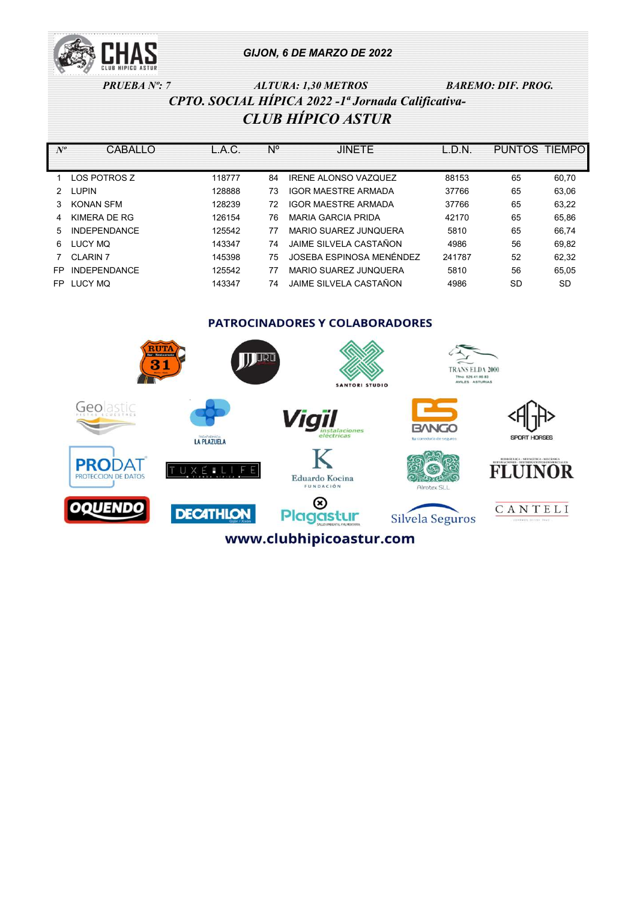CHAS CLUB HIPICO ASTUR

*GIJON, 6 DE MARZO DE 2022*

*PRUEBA Nº: 7* *ALTURA: 1,30 METROS* *BAREMO: DIF. PROG.*

## *CPTO. SOCIAL HÍPICA 2022 -1ª Jornada Calificativa-*

## *CLUB HÍPICO ASTUR*

| Nº | CABALLO | L.A.C. | Nº | JINETE | L.D.N. | PUNTOS | TIEMPO |
|---|---|---|---|---|---|---|---|
| 1 | LOS POTROS Z | 118777 | 84 | IRENE ALONSO VAZQUEZ | 88153 | 65 | 60,70 |
| 2 | LUPIN | 128888 | 73 | IGOR MAESTRE ARMADA | 37766 | 65 | 63,06 |
| 3 | KONAN SFM | 128239 | 72 | IGOR MAESTRE ARMADA | 37766 | 65 | 63,22 |
| 4 | KIMERA DE RG | 126154 | 76 | MARIA GARCIA PRIDA | 42170 | 65 | 65,86 |
| 5 | INDEPENDANCE | 125542 | 77 | MARIO SUAREZ JUNQUERA | 5810 | 65 | 66,74 |
| 6 | LUCY MQ | 143347 | 74 | JAIME SILVELA CASTAÑON | 4986 | 56 | 69,82 |
| 7 | CLARIN 7 | 145398 | 75 | JOSEBA ESPINOSA MENÉNDEZ | 241787 | 52 | 62,32 |
| FP | INDEPENDANCE | 125542 | 77 | MARIO SUAREZ JUNQUERA | 5810 | 56 | 65,05 |
| FP | LUCY MQ | 143347 | 74 | JAIME SILVELA CASTAÑON | 4986 | SD | SD |

### PATROCINADORES Y COLABORADORES

RUTA 31 · SANTORI STUDIO · TRANS ELDA 2000 · Geolastic · LA PLAZUELA · Vigil instalaciones eléctricas · BANCO · AGA SPORT HORSES · PRODAT PROTECCION DE DATOS · TUXE LIFE · Eduardo Kocina FUNDACIÓN · Alrotex SLL · FLUINOR · OQUENDO · DECATHLON · Plagastur · Silvela Seguros · CANTELI

www.clubhipicoastur.com